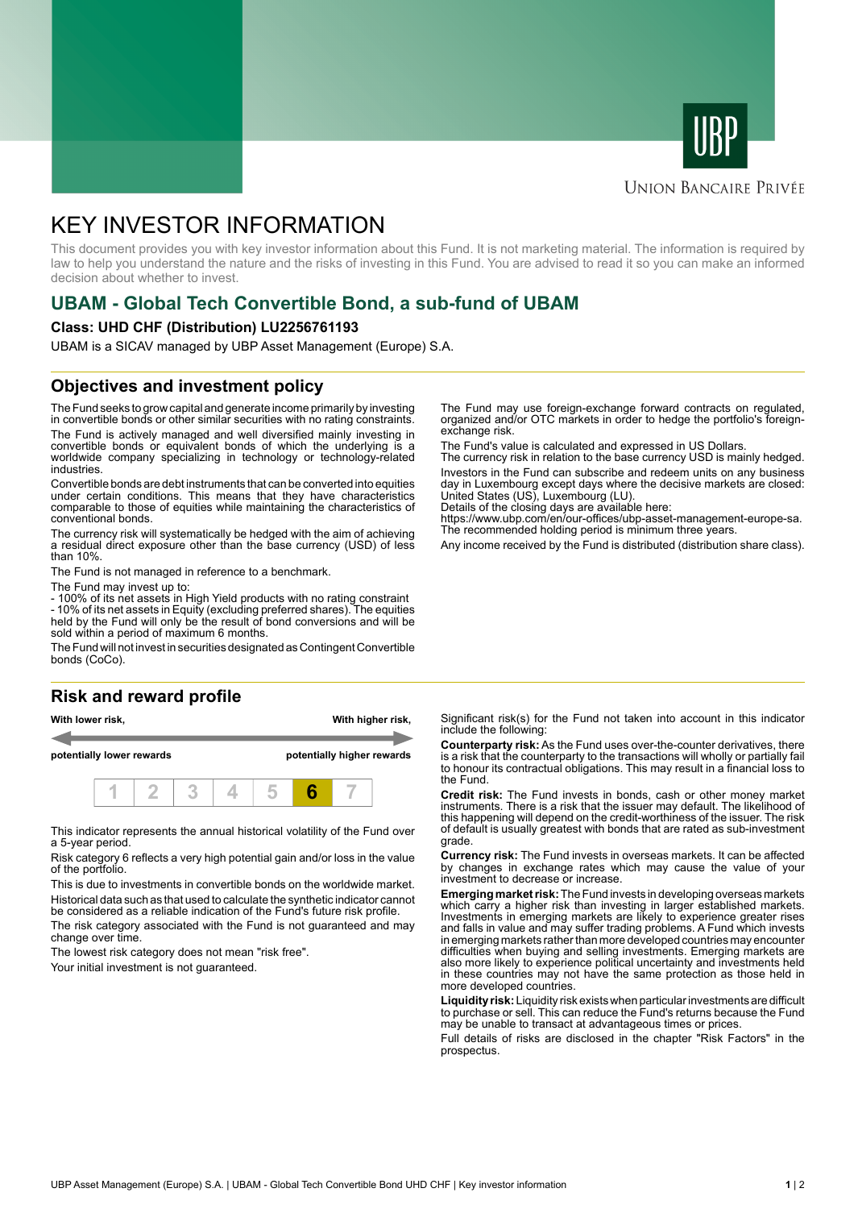UBP

UNION BANCAIRE PRIVÉE

# KEY INVESTOR INFORMATION

This document provides you with key investor information about this Fund. It is not marketing material. The information is required by law to help you understand the nature and the risks of investing in this Fund. You are advised to read it so you can make an informed decision about whether to invest.

## UBAM - Global Tech Convertible Bond, a sub-fund of UBAM

**Class: UHD CHF (Distribution) LU2256761193**

UBAM is a SICAV managed by UBP Asset Management (Europe) S.A.

## Objectives and investment policy

The Fund seeks to grow capital and generate income primarily by investing in convertible bonds or other similar securities with no rating constraints.

The Fund is actively managed and well diversified mainly investing in convertible bonds or equivalent bonds of which the underlying is a worldwide company specializing in technology or technology-related industries.

Convertible bonds are debt instruments that can be converted into equities under certain conditions. This means that they have characteristics comparable to those of equities while maintaining the characteristics of conventional bonds.

The currency risk will systematically be hedged with the aim of achieving a residual direct exposure other than the base currency (USD) of less than 10%.

The Fund is not managed in reference to a benchmark.

The Fund may invest up to:
- 100% of its net assets in High Yield products with no rating constraint
- 10% of its net assets in Equity (excluding preferred shares). The equities held by the Fund will only be the result of bond conversions and will be sold within a period of maximum 6 months.

The Fund will not invest in securities designated as Contingent Convertible bonds (CoCo).

The Fund may use foreign-exchange forward contracts on regulated, organized and/or OTC markets in order to hedge the portfolio's foreign-exchange risk.

The Fund's value is calculated and expressed in US Dollars.
The currency risk in relation to the base currency USD is mainly hedged.

Investors in the Fund can subscribe and redeem units on any business day in Luxembourg except days where the decisive markets are closed: United States (US), Luxembourg (LU).
Details of the closing days are available here:
https://www.ubp.com/en/our-offices/ubp-asset-management-europe-sa.
The recommended holding period is minimum three years.

Any income received by the Fund is distributed (distribution share class).

## Risk and reward profile

| With lower risk, potentially lower rewards | | | | | | With higher risk, potentially higher rewards |
|---|---|---|---|---|---|---|
| 1 | 2 | 3 | 4 | 5 | **6** | 7 |

This indicator represents the annual historical volatility of the Fund over a 5-year period.

Risk category 6 reflects a very high potential gain and/or loss in the value of the portfolio.

This is due to investments in convertible bonds on the worldwide market.

Historical data such as that used to calculate the synthetic indicator cannot be considered as a reliable indication of the Fund's future risk profile.

The risk category associated with the Fund is not guaranteed and may change over time.

The lowest risk category does not mean "risk free".

Your initial investment is not guaranteed.

Significant risk(s) for the Fund not taken into account in this indicator include the following:

**Counterparty risk:** As the Fund uses over-the-counter derivatives, there is a risk that the counterparty to the transactions will wholly or partially fail to honour its contractual obligations. This may result in a financial loss to the Fund.

**Credit risk:** The Fund invests in bonds, cash or other money market instruments. There is a risk that the issuer may default. The likelihood of this happening will depend on the credit-worthiness of the issuer. The risk of default is usually greatest with bonds that are rated as sub-investment grade.

**Currency risk:** The Fund invests in overseas markets. It can be affected by changes in exchange rates which may cause the value of your investment to decrease or increase.

**Emerging market risk:** The Fund invests in developing overseas markets which carry a higher risk than investing in larger established markets. Investments in emerging markets are likely to experience greater rises and falls in value and may suffer trading problems. A Fund which invests in emerging markets rather than more developed countries may encounter difficulties when buying and selling investments. Emerging markets are also more likely to experience political uncertainty and investments held in these countries may not have the same protection as those held in more developed countries.

**Liquidity risk:** Liquidity risk exists when particular investments are difficult to purchase or sell. This can reduce the Fund's returns because the Fund may be unable to transact at advantageous times or prices.

Full details of risks are disclosed in the chapter "Risk Factors" in the prospectus.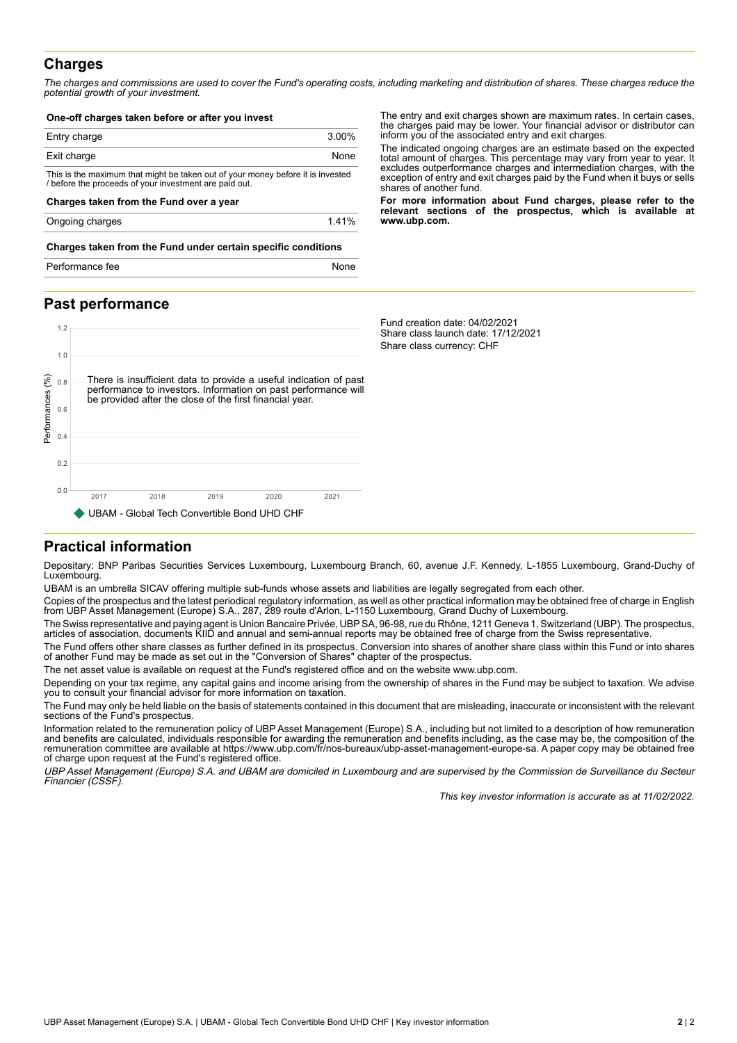## Charges

*The charges and commissions are used to cover the Fund's operating costs, including marketing and distribution of shares. These charges reduce the potential growth of your investment.*

| One-off charges taken before or after you invest | |
|---|---|
| Entry charge | 3.00% |
| Exit charge | None |

This is the maximum that might be taken out of your money before it is invested / before the proceeds of your investment are paid out.

| Charges taken from the Fund over a year | |
|---|---|
| Ongoing charges | 1.41% |

| Charges taken from the Fund under certain specific conditions | |
|---|---|
| Performance fee | None |

The entry and exit charges shown are maximum rates. In certain cases, the charges paid may be lower. Your financial advisor or distributor can inform you of the associated entry and exit charges.

The indicated ongoing charges are an estimate based on the expected total amount of charges. This percentage may vary from year to year. It excludes outperformance charges and intermediation charges, with the exception of entry and exit charges paid by the Fund when it buys or sells shares of another fund.

**For more information about Fund charges, please refer to the relevant sections of the prospectus, which is available at www.ubp.com.**

## Past performance

Performances (%)

1.2
1.0
0.8
0.6
0.4
0.2
0.0

2017 2018 2019 2020 2021

There is insufficient data to provide a useful indication of past performance to investors. Information on past performance will be provided after the close of the first financial year.

UBAM - Global Tech Convertible Bond UHD CHF

Fund creation date: 04/02/2021
Share class launch date: 17/12/2021
Share class currency: CHF

## Practical information

Depositary: BNP Paribas Securities Services Luxembourg, Luxembourg Branch, 60, avenue J.F. Kennedy, L-1855 Luxembourg, Grand-Duchy of Luxembourg.

UBAM is an umbrella SICAV offering multiple sub-funds whose assets and liabilities are legally segregated from each other.

Copies of the prospectus and the latest periodical regulatory information, as well as other practical information may be obtained free of charge in English from UBP Asset Management (Europe) S.A., 287, 289 route d'Arlon, L-1150 Luxembourg, Grand Duchy of Luxembourg.

The Swiss representative and paying agent is Union Bancaire Privée, UBP SA, 96-98, rue du Rhône, 1211 Geneva 1, Switzerland (UBP). The prospectus, articles of association, documents KIID and annual and semi-annual reports may be obtained free of charge from the Swiss representative.

The Fund offers other share classes as further defined in its prospectus. Conversion into shares of another share class within this Fund or into shares of another Fund may be made as set out in the "Conversion of Shares" chapter of the prospectus.

The net asset value is available on request at the Fund's registered office and on the website www.ubp.com.

Depending on your tax regime, any capital gains and income arising from the ownership of shares in the Fund may be subject to taxation. We advise you to consult your financial advisor for more information on taxation.

The Fund may only be held liable on the basis of statements contained in this document that are misleading, inaccurate or inconsistent with the relevant sections of the Fund's prospectus.

Information related to the remuneration policy of UBP Asset Management (Europe) S.A., including but not limited to a description of how remuneration and benefits are calculated, individuals responsible for awarding the remuneration and benefits including, as the case may be, the composition of the remuneration committee are available at https://www.ubp.com/fr/nos-bureaux/ubp-asset-management-europe-sa. A paper copy may be obtained free of charge upon request at the Fund's registered office.

*UBP Asset Management (Europe) S.A. and UBAM are domiciled in Luxembourg and are supervised by the Commission de Surveillance du Secteur Financier (CSSF).*

*This key investor information is accurate as at 11/02/2022.*